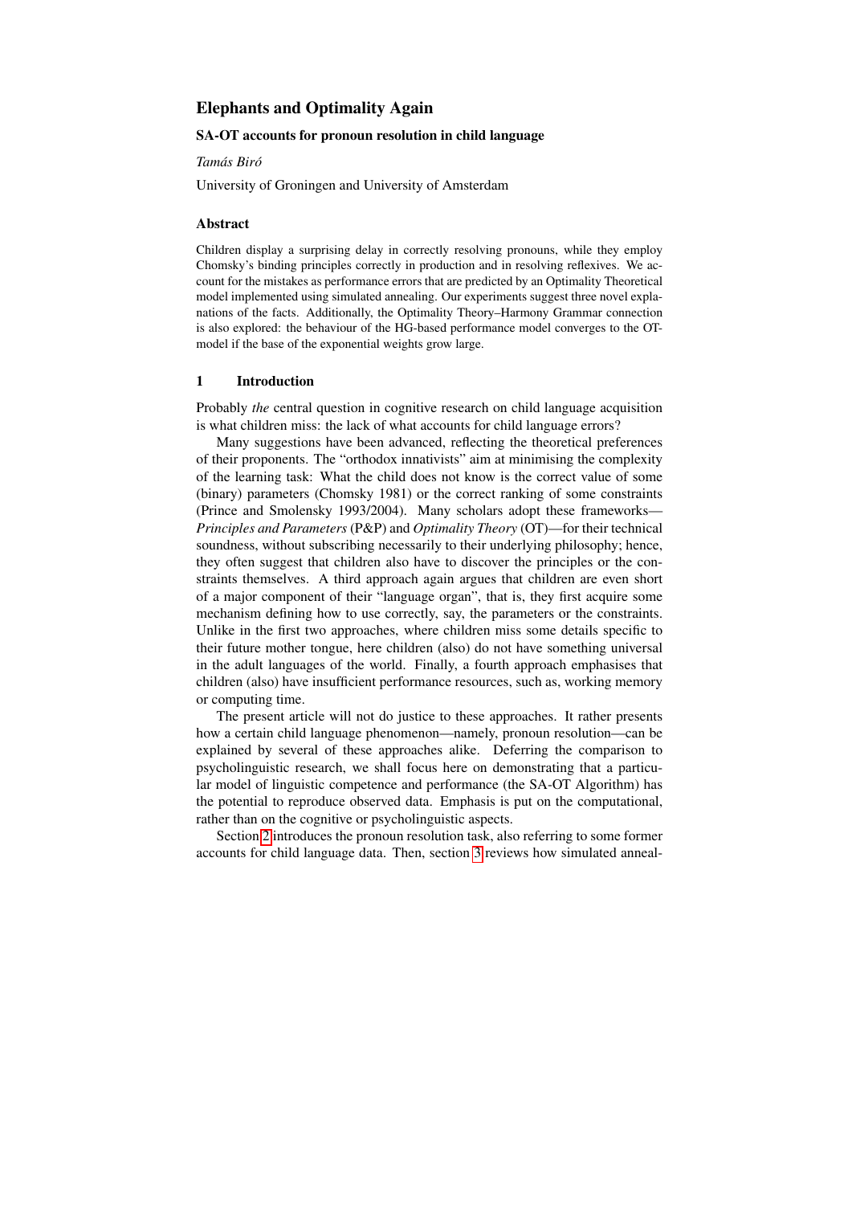# Elephants and Optimality Again

## SA-OT accounts for pronoun resolution in child language

*Tamás Biró*

University of Groningen and University of Amsterdam

### Abstract

Children display a surprising delay in correctly resolving pronouns, while they employ Chomsky's binding principles correctly in production and in resolving reflexives. We account for the mistakes as performance errors that are predicted by an Optimality Theoretical model implemented using simulated annealing. Our experiments suggest three novel explanations of the facts. Additionally, the Optimality Theory–Harmony Grammar connection is also explored: the behaviour of the HG-based performance model converges to the OT-model if the base of the exponential weights grow large.

## 1 Introduction

Probably *the* central question in cognitive research on child language acquisition is what children miss: the lack of what accounts for child language errors?

Many suggestions have been advanced, reflecting the theoretical preferences of their proponents. The "orthodox innativists" aim at minimising the complexity of the learning task: What the child does not know is the correct value of some (binary) parameters (Chomsky 1981) or the correct ranking of some constraints (Prince and Smolensky 1993/2004). Many scholars adopt these frameworks—*Principles and Parameters* (P&P) and *Optimality Theory* (OT)—for their technical soundness, without subscribing necessarily to their underlying philosophy; hence, they often suggest that children also have to discover the principles or the constraints themselves. A third approach again argues that children are even short of a major component of their "language organ", that is, they first acquire some mechanism defining how to use correctly, say, the parameters or the constraints. Unlike in the first two approaches, where children miss some details specific to their future mother tongue, here children (also) do not have something universal in the adult languages of the world. Finally, a fourth approach emphasises that children (also) have insufficient performance resources, such as, working memory or computing time.

The present article will not do justice to these approaches. It rather presents how a certain child language phenomenon—namely, pronoun resolution—can be explained by several of these approaches alike. Deferring the comparison to psycholinguistic research, we shall focus here on demonstrating that a particular model of linguistic competence and performance (the SA-OT Algorithm) has the potential to reproduce observed data. Emphasis is put on the computational, rather than on the cognitive or psycholinguistic aspects.

Section 2 introduces the pronoun resolution task, also referring to some former accounts for child language data. Then, section 3 reviews how simulated anneal-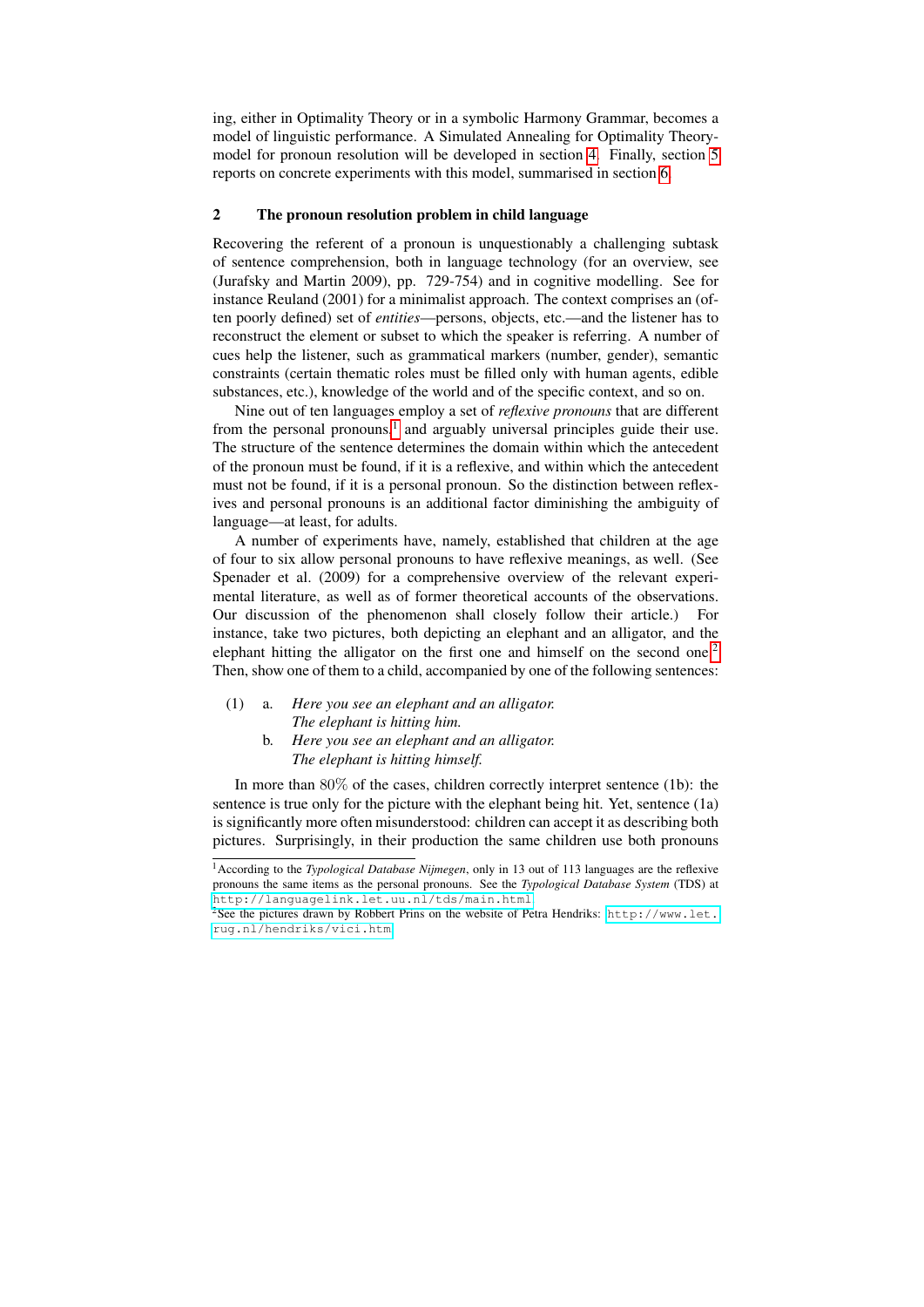ing, either in Optimality Theory or in a symbolic Harmony Grammar, becomes a model of linguistic performance. A Simulated Annealing for Optimality Theory-model for pronoun resolution will be developed in section 4. Finally, section 5 reports on concrete experiments with this model, summarised in section 6.

## 2 The pronoun resolution problem in child language

Recovering the referent of a pronoun is unquestionably a challenging subtask of sentence comprehension, both in language technology (for an overview, see (Jurafsky and Martin 2009), pp. 729-754) and in cognitive modelling. See for instance Reuland (2001) for a minimalist approach. The context comprises an (often poorly defined) set of *entities*—persons, objects, etc.—and the listener has to reconstruct the element or subset to which the speaker is referring. A number of cues help the listener, such as grammatical markers (number, gender), semantic constraints (certain thematic roles must be filled only with human agents, edible substances, etc.), knowledge of the world and of the specific context, and so on.

Nine out of ten languages employ a set of *reflexive pronouns* that are different from the personal pronouns,[1] and arguably universal principles guide their use. The structure of the sentence determines the domain within which the antecedent of the pronoun must be found, if it is a reflexive, and within which the antecedent must not be found, if it is a personal pronoun. So the distinction between reflexives and personal pronouns is an additional factor diminishing the ambiguity of language—at least, for adults.

A number of experiments have, namely, established that children at the age of four to six allow personal pronouns to have reflexive meanings, as well. (See Spenader et al. (2009) for a comprehensive overview of the relevant experimental literature, as well as of former theoretical accounts of the observations. Our discussion of the phenomenon shall closely follow their article.) For instance, take two pictures, both depicting an elephant and an alligator, and the elephant hitting the alligator on the first one and himself on the second one.[2] Then, show one of them to a child, accompanied by one of the following sentences:

(1) a. *Here you see an elephant and an alligator.*
*The elephant is hitting him.*

b. *Here you see an elephant and an alligator.*
*The elephant is hitting himself.*

In more than $80\%$ of the cases, children correctly interpret sentence (1b): the sentence is true only for the picture with the elephant being hit. Yet, sentence (1a) is significantly more often misunderstood: children can accept it as describing both pictures. Surprisingly, in their production the same children use both pronouns

---

[1] According to the *Typological Database Nijmegen*, only in 13 out of 113 languages are the reflexive pronouns the same items as the personal pronouns. See the *Typological Database System* (TDS) at http://languagelink.let.uu.nl/tds/main.html

[2] See the pictures drawn by Robbert Prins on the website of Petra Hendriks: http://www.let.rug.nl/hendriks/vici.htm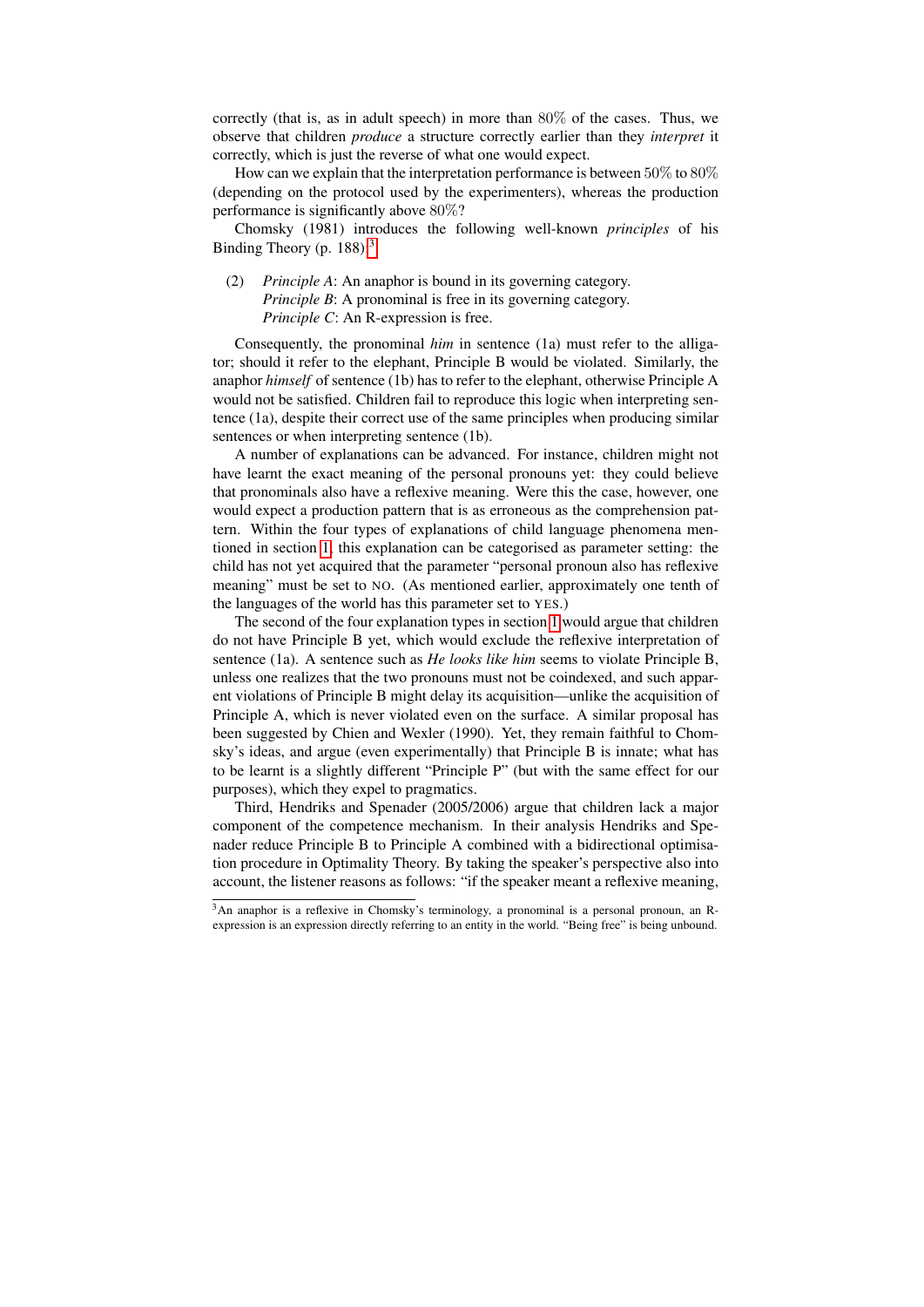correctly (that is, as in adult speech) in more than 80% of the cases. Thus, we observe that children *produce* a structure correctly earlier than they *interpret* it correctly, which is just the reverse of what one would expect.

How can we explain that the interpretation performance is between 50% to 80% (depending on the protocol used by the experimenters), whereas the production performance is significantly above 80%?

Chomsky (1981) introduces the following well-known *principles* of his Binding Theory (p. 188):[3]

(2) *Principle A*: An anaphor is bound in its governing category.
*Principle B*: A pronominal is free in its governing category.
*Principle C*: An R-expression is free.

Consequently, the pronominal *him* in sentence (1a) must refer to the alligator; should it refer to the elephant, Principle B would be violated. Similarly, the anaphor *himself* of sentence (1b) has to refer to the elephant, otherwise Principle A would not be satisfied. Children fail to reproduce this logic when interpreting sentence (1a), despite their correct use of the same principles when producing similar sentences or when interpreting sentence (1b).

A number of explanations can be advanced. For instance, children might not have learnt the exact meaning of the personal pronouns yet: they could believe that pronominals also have a reflexive meaning. Were this the case, however, one would expect a production pattern that is as erroneous as the comprehension pattern. Within the four types of explanations of child language phenomena mentioned in section 1, this explanation can be categorised as parameter setting: the child has not yet acquired that the parameter "personal pronoun also has reflexive meaning" must be set to NO. (As mentioned earlier, approximately one tenth of the languages of the world has this parameter set to YES.)

The second of the four explanation types in section 1 would argue that children do not have Principle B yet, which would exclude the reflexive interpretation of sentence (1a). A sentence such as *He looks like him* seems to violate Principle B, unless one realizes that the two pronouns must not be coindexed, and such apparent violations of Principle B might delay its acquisition—unlike the acquisition of Principle A, which is never violated even on the surface. A similar proposal has been suggested by Chien and Wexler (1990). Yet, they remain faithful to Chomsky's ideas, and argue (even experimentally) that Principle B is innate; what has to be learnt is a slightly different "Principle P" (but with the same effect for our purposes), which they expel to pragmatics.

Third, Hendriks and Spenader (2005/2006) argue that children lack a major component of the competence mechanism. In their analysis Hendriks and Spenader reduce Principle B to Principle A combined with a bidirectional optimisation procedure in Optimality Theory. By taking the speaker's perspective also into account, the listener reasons as follows: "if the speaker meant a reflexive meaning,

[3] An anaphor is a reflexive in Chomsky's terminology, a pronominal is a personal pronoun, an R-expression is an expression directly referring to an entity in the world. "Being free" is being unbound.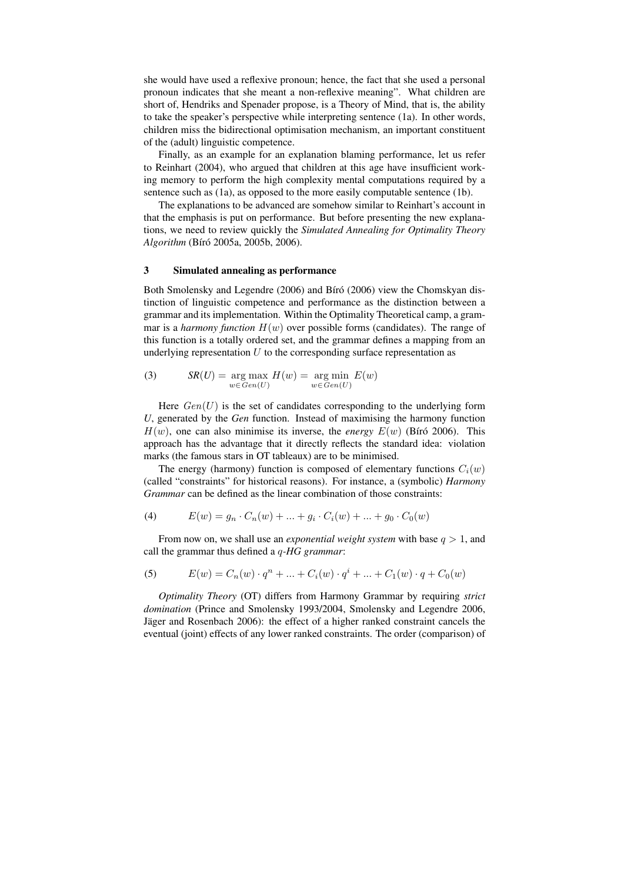she would have used a reflexive pronoun; hence, the fact that she used a personal pronoun indicates that she meant a non-reflexive meaning". What children are short of, Hendriks and Spenader propose, is a Theory of Mind, that is, the ability to take the speaker's perspective while interpreting sentence (1a). In other words, children miss the bidirectional optimisation mechanism, an important constituent of the (adult) linguistic competence.

Finally, as an example for an explanation blaming performance, let us refer to Reinhart (2004), who argued that children at this age have insufficient working memory to perform the high complexity mental computations required by a sentence such as (1a), as opposed to the more easily computable sentence (1b).

The explanations to be advanced are somehow similar to Reinhart's account in that the emphasis is put on performance. But before presenting the new explanations, we need to review quickly the *Simulated Annealing for Optimality Theory Algorithm* (Bíró 2005a, 2005b, 2006).

## 3 Simulated annealing as performance

Both Smolensky and Legendre (2006) and Bíró (2006) view the Chomskyan distinction of linguistic competence and performance as the distinction between a grammar and its implementation. Within the Optimality Theoretical camp, a grammar is a *harmony function* $H(w)$ over possible forms (candidates). The range of this function is a totally ordered set, and the grammar defines a mapping from an underlying representation $U$ to the corresponding surface representation as

$$\text{(3)} \qquad \textit{SR}(U) = \underset{w \in Gen(U)}{\arg\max}\ H(w) = \underset{w \in Gen(U)}{\arg\min}\ E(w)$$

Here $Gen(U)$ is the set of candidates corresponding to the underlying form *U*, generated by the *Gen* function. Instead of maximising the harmony function $H(w)$, one can also minimise its inverse, the *energy* $E(w)$ (Bíró 2006). This approach has the advantage that it directly reflects the standard idea: violation marks (the famous stars in OT tableaux) are to be minimised.

The energy (harmony) function is composed of elementary functions $C_i(w)$ (called "constraints" for historical reasons). For instance, a (symbolic) *Harmony Grammar* can be defined as the linear combination of those constraints:

$$\text{(4)} \qquad E(w) = g_n \cdot C_n(w) + ... + g_i \cdot C_i(w) + ... + g_0 \cdot C_0(w)$$

From now on, we shall use an *exponential weight system* with base $q > 1$, and call the grammar thus defined a *$q$-HG grammar*:

$$\text{(5)} \qquad E(w) = C_n(w) \cdot q^n + ... + C_i(w) \cdot q^i + ... + C_1(w) \cdot q + C_0(w)$$

*Optimality Theory* (OT) differs from Harmony Grammar by requiring *strict domination* (Prince and Smolensky 1993/2004, Smolensky and Legendre 2006, Jäger and Rosenbach 2006): the effect of a higher ranked constraint cancels the eventual (joint) effects of any lower ranked constraints. The order (comparison) of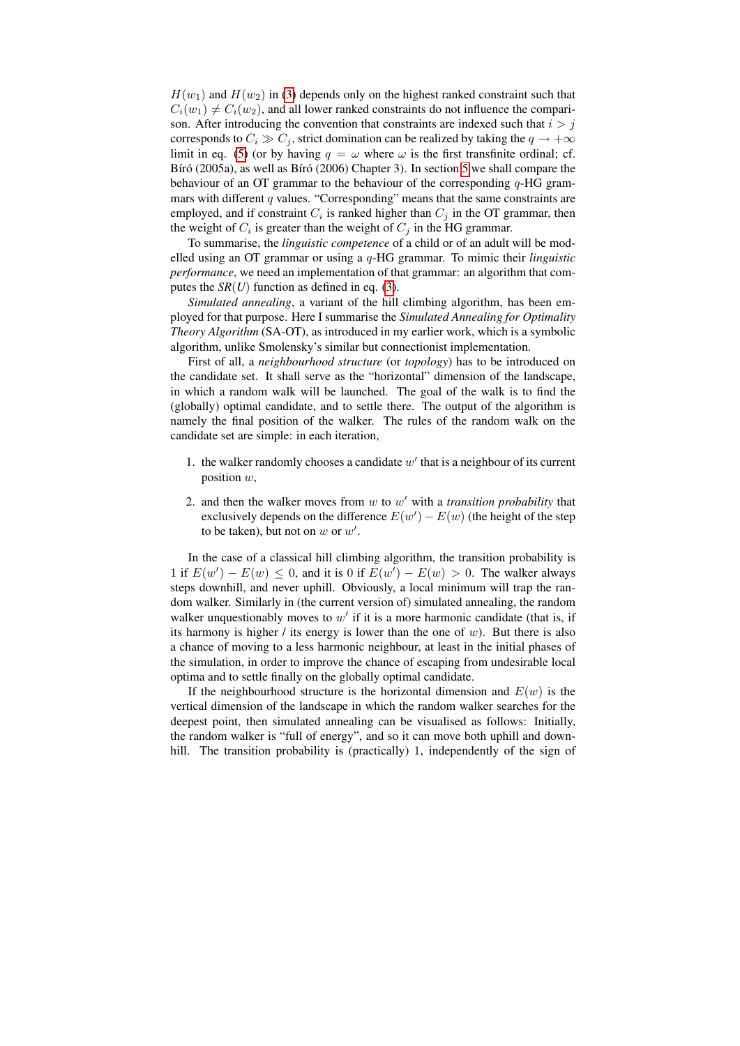$H(w_1)$ and $H(w_2)$ in (3) depends only on the highest ranked constraint such that $C_i(w_1) \neq C_i(w_2)$, and all lower ranked constraints do not influence the comparison. After introducing the convention that constraints are indexed such that $i > j$ corresponds to $C_i \gg C_j$, strict domination can be realized by taking the $q \to +\infty$ limit in eq. (5) (or by having $q = \omega$ where $\omega$ is the first transfinite ordinal; cf. Bíró (2005a), as well as Bíró (2006) Chapter 3). In section 5 we shall compare the behaviour of an OT grammar to the behaviour of the corresponding $q$-HG grammars with different $q$ values. "Corresponding" means that the same constraints are employed, and if constraint $C_i$ is ranked higher than $C_j$ in the OT grammar, then the weight of $C_i$ is greater than the weight of $C_j$ in the HG grammar.

To summarise, the *linguistic competence* of a child or of an adult will be modelled using an OT grammar or using a $q$-HG grammar. To mimic their *linguistic performance*, we need an implementation of that grammar: an algorithm that computes the *SR*$(U)$ function as defined in eq. (3).

*Simulated annealing*, a variant of the hill climbing algorithm, has been employed for that purpose. Here I summarise the *Simulated Annealing for Optimality Theory Algorithm* (SA-OT), as introduced in my earlier work, which is a symbolic algorithm, unlike Smolensky's similar but connectionist implementation.

First of all, a *neighbourhood structure* (or *topology*) has to be introduced on the candidate set. It shall serve as the "horizontal" dimension of the landscape, in which a random walk will be launched. The goal of the walk is to find the (globally) optimal candidate, and to settle there. The output of the algorithm is namely the final position of the walker. The rules of the random walk on the candidate set are simple: in each iteration,

1. the walker randomly chooses a candidate $w'$ that is a neighbour of its current position $w$,

2. and then the walker moves from $w$ to $w'$ with a *transition probability* that exclusively depends on the difference $E(w') - E(w)$ (the height of the step to be taken), but not on $w$ or $w'$.

In the case of a classical hill climbing algorithm, the transition probability is 1 if $E(w') - E(w) \leq 0$, and it is 0 if $E(w') - E(w) > 0$. The walker always steps downhill, and never uphill. Obviously, a local minimum will trap the random walker. Similarly in (the current version of) simulated annealing, the random walker unquestionably moves to $w'$ if it is a more harmonic candidate (that is, if its harmony is higher / its energy is lower than the one of $w$). But there is also a chance of moving to a less harmonic neighbour, at least in the initial phases of the simulation, in order to improve the chance of escaping from undesirable local optima and to settle finally on the globally optimal candidate.

If the neighbourhood structure is the horizontal dimension and $E(w)$ is the vertical dimension of the landscape in which the random walker searches for the deepest point, then simulated annealing can be visualised as follows: Initially, the random walker is "full of energy", and so it can move both uphill and downhill. The transition probability is (practically) 1, independently of the sign of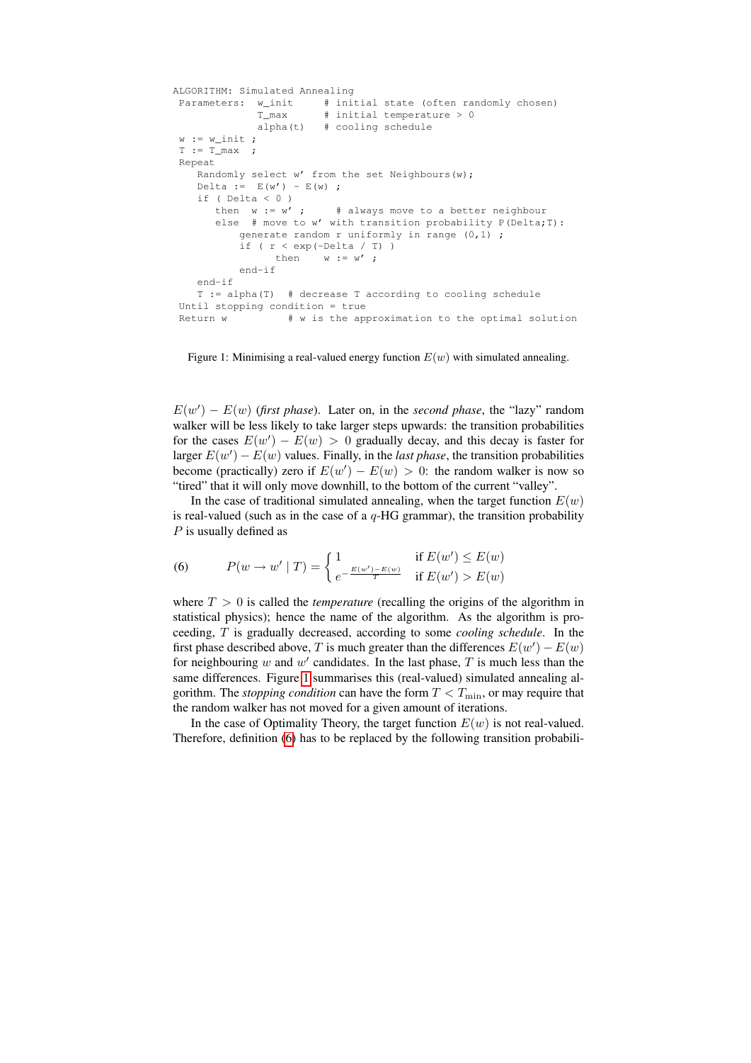```
ALGORITHM: Simulated Annealing
 Parameters:  w_init     # initial state (often randomly chosen)
              T_max      # initial temperature > 0
              alpha(t)   # cooling schedule
 w := w_init ;
 T := T_max  ;
 Repeat
    Randomly select w' from the set Neighbours(w);
    Delta :=  E(w') - E(w) ;
    if ( Delta < 0 )
       then  w := w' ;      # always move to a better neighbour
       else  # move to w' with transition probability P(Delta;T):
           generate random r uniformly in range (0,1) ;
           if ( r < exp(-Delta / T) )
                 then    w := w' ;
           end-if
    end-if
    T := alpha(T)  # decrease T according to cooling schedule
 Until stopping condition = true
 Return w          # w is the approximation to the optimal solution
```

Figure 1: Minimising a real-valued energy function $E(w)$ with simulated annealing.

$E(w') - E(w)$ (*first phase*). Later on, in the *second phase*, the "lazy" random walker will be less likely to take larger steps upwards: the transition probabilities for the cases $E(w') - E(w) > 0$ gradually decay, and this decay is faster for larger $E(w') - E(w)$ values. Finally, in the *last phase*, the transition probabilities become (practically) zero if $E(w') - E(w) > 0$: the random walker is now so "tired" that it will only move downhill, to the bottom of the current "valley".

In the case of traditional simulated annealing, when the target function $E(w)$ is real-valued (such as in the case of a $q$-HG grammar), the transition probability $P$ is usually defined as

$$P(w \to w' \mid T) = \begin{cases} 1 & \text{if } E(w') \leq E(w) \\ e^{-\frac{E(w')-E(w)}{T}} & \text{if } E(w') > E(w) \end{cases} \tag{6}$$

where $T > 0$ is called the *temperature* (recalling the origins of the algorithm in statistical physics); hence the name of the algorithm. As the algorithm is proceeding, $T$ is gradually decreased, according to some *cooling schedule*. In the first phase described above, $T$ is much greater than the differences $E(w') - E(w)$ for neighbouring $w$ and $w'$ candidates. In the last phase, $T$ is much less than the same differences. Figure 1 summarises this (real-valued) simulated annealing algorithm. The *stopping condition* can have the form $T < T_{\min}$, or may require that the random walker has not moved for a given amount of iterations.

In the case of Optimality Theory, the target function $E(w)$ is not real-valued. Therefore, definition (6) has to be replaced by the following transition probabili-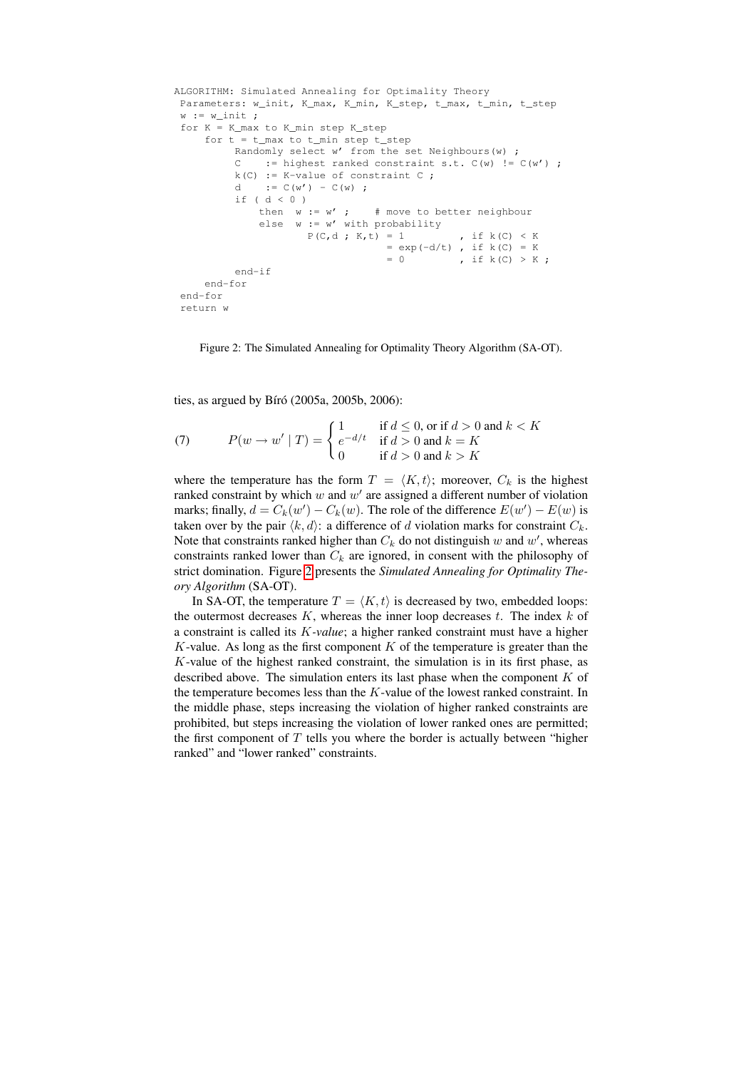```
ALGORITHM: Simulated Annealing for Optimality Theory
 Parameters: w_init, K_max, K_min, K_step, t_max, t_min, t_step
 w := w_init ;
 for K = K_max to K_min step K_step
     for t = t_max to t_min step t_step
          Randomly select w' from the set Neighbours(w) ;
          C    := highest ranked constraint s.t. C(w) != C(w') ;
          k(C) := K-value of constraint C ;
          d    := C(w') - C(w) ;
          if ( d < 0 )
              then  w := w' ;    # move to better neighbour
              else  w := w' with probability
                    P(C,d ; K,t) = 1          , if k(C) < K
                                 = exp(-d/t)  , if k(C) = K
                                 = 0          , if k(C) > K ;
          end-if
     end-for
 end-for
 return w
```

Figure 2: The Simulated Annealing for Optimality Theory Algorithm (SA-OT).

ties, as argued by Bíró (2005a, 2005b, 2006):

$$
(7) \qquad P(w \rightarrow w' \mid T) = \begin{cases} 1 & \text{if } d \leq 0 \text{, or if } d > 0 \text{ and } k < K \\ e^{-d/t} & \text{if } d > 0 \text{ and } k = K \\ 0 & \text{if } d > 0 \text{ and } k > K \end{cases}
$$

where the temperature has the form $T = \langle K, t \rangle$; moreover, $C_k$ is the highest ranked constraint by which $w$ and $w'$ are assigned a different number of violation marks; finally, $d = C_k(w') - C_k(w)$. The role of the difference $E(w') - E(w)$ is taken over by the pair $\langle k, d \rangle$: a difference of $d$ violation marks for constraint $C_k$. Note that constraints ranked higher than $C_k$ do not distinguish $w$ and $w'$, whereas constraints ranked lower than $C_k$ are ignored, in consent with the philosophy of strict domination. Figure 2 presents the *Simulated Annealing for Optimality Theory Algorithm* (SA-OT).

In SA-OT, the temperature $T = \langle K, t \rangle$ is decreased by two, embedded loops: the outermost decreases $K$, whereas the inner loop decreases $t$. The index $k$ of a constraint is called its *K-value*; a higher ranked constraint must have a higher $K$-value. As long as the first component $K$ of the temperature is greater than the $K$-value of the highest ranked constraint, the simulation is in its first phase, as described above. The simulation enters its last phase when the component $K$ of the temperature becomes less than the $K$-value of the lowest ranked constraint. In the middle phase, steps increasing the violation of higher ranked constraints are prohibited, but steps increasing the violation of lower ranked ones are permitted; the first component of $T$ tells you where the border is actually between "higher ranked" and "lower ranked" constraints.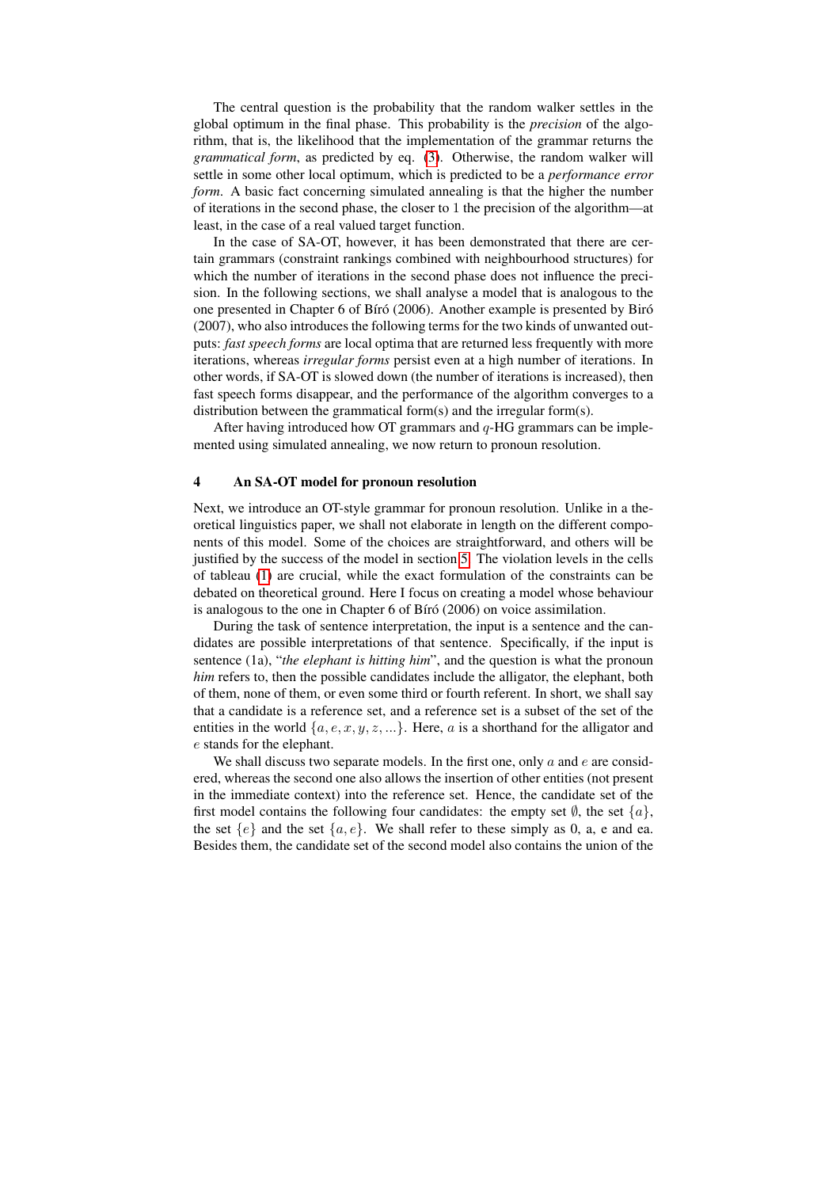The central question is the probability that the random walker settles in the global optimum in the final phase. This probability is the *precision* of the algorithm, that is, the likelihood that the implementation of the grammar returns the *grammatical form*, as predicted by eq. (3). Otherwise, the random walker will settle in some other local optimum, which is predicted to be a *performance error form*. A basic fact concerning simulated annealing is that the higher the number of iterations in the second phase, the closer to 1 the precision of the algorithm—at least, in the case of a real valued target function.

In the case of SA-OT, however, it has been demonstrated that there are certain grammars (constraint rankings combined with neighbourhood structures) for which the number of iterations in the second phase does not influence the precision. In the following sections, we shall analyse a model that is analogous to the one presented in Chapter 6 of Bíró (2006). Another example is presented by Biró (2007), who also introduces the following terms for the two kinds of unwanted outputs: *fast speech forms* are local optima that are returned less frequently with more iterations, whereas *irregular forms* persist even at a high number of iterations. In other words, if SA-OT is slowed down (the number of iterations is increased), then fast speech forms disappear, and the performance of the algorithm converges to a distribution between the grammatical form(s) and the irregular form(s).

After having introduced how OT grammars and $q$-HG grammars can be implemented using simulated annealing, we now return to pronoun resolution.

## 4 An SA-OT model for pronoun resolution

Next, we introduce an OT-style grammar for pronoun resolution. Unlike in a theoretical linguistics paper, we shall not elaborate in length on the different components of this model. Some of the choices are straightforward, and others will be justified by the success of the model in section 5. The violation levels in the cells of tableau (1) are crucial, while the exact formulation of the constraints can be debated on theoretical ground. Here I focus on creating a model whose behaviour is analogous to the one in Chapter 6 of Bíró (2006) on voice assimilation.

During the task of sentence interpretation, the input is a sentence and the candidates are possible interpretations of that sentence. Specifically, if the input is sentence (1a), "*the elephant is hitting him*", and the question is what the pronoun *him* refers to, then the possible candidates include the alligator, the elephant, both of them, none of them, or even some third or fourth referent. In short, we shall say that a candidate is a reference set, and a reference set is a subset of the set of the entities in the world $\{a, e, x, y, z, ...\}$. Here, $a$ is a shorthand for the alligator and $e$ stands for the elephant.

We shall discuss two separate models. In the first one, only $a$ and $e$ are considered, whereas the second one also allows the insertion of other entities (not present in the immediate context) into the reference set. Hence, the candidate set of the first model contains the following four candidates: the empty set $\emptyset$, the set $\{a\}$, the set $\{e\}$ and the set $\{a, e\}$. We shall refer to these simply as 0, a, e and ea. Besides them, the candidate set of the second model also contains the union of the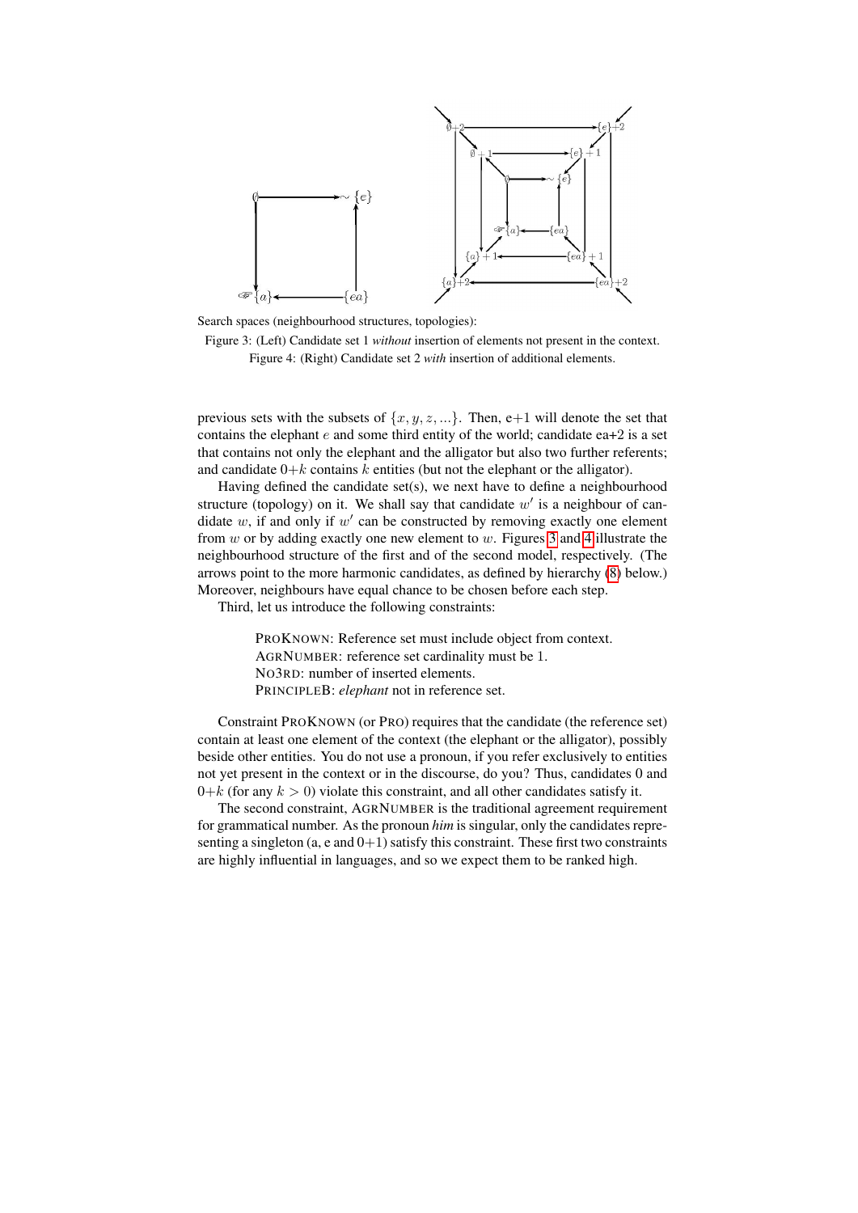Search spaces (neighbourhood structures, topologies):

Figure 3: (Left) Candidate set 1 *without* insertion of elements not present in the context.

Figure 4: (Right) Candidate set 2 *with* insertion of additional elements.

previous sets with the subsets of $\{x, y, z, ...\}$. Then, e+1 will denote the set that contains the elephant $e$ and some third entity of the world; candidate ea+2 is a set that contains not only the elephant and the alligator but also two further referents; and candidate 0+$k$ contains $k$ entities (but not the elephant or the alligator).

Having defined the candidate set(s), we next have to define a neighbourhood structure (topology) on it. We shall say that candidate $w'$ is a neighbour of candidate $w$, if and only if $w'$ can be constructed by removing exactly one element from $w$ or by adding exactly one new element to $w$. Figures 3 and 4 illustrate the neighbourhood structure of the first and of the second model, respectively. (The arrows point to the more harmonic candidates, as defined by hierarchy (8) below.) Moreover, neighbours have equal chance to be chosen before each step.

Third, let us introduce the following constraints:

> PROKNOWN: Reference set must include object from context.
> AGRNUMBER: reference set cardinality must be 1.
> NO3RD: number of inserted elements.
> PRINCIPLEB: *elephant* not in reference set.

Constraint PROKNOWN (or PRO) requires that the candidate (the reference set) contain at least one element of the context (the elephant or the alligator), possibly beside other entities. You do not use a pronoun, if you refer exclusively to entities not yet present in the context or in the discourse, do you? Thus, candidates 0 and 0+$k$ (for any $k > 0$) violate this constraint, and all other candidates satisfy it.

The second constraint, AGRNUMBER is the traditional agreement requirement for grammatical number. As the pronoun *him* is singular, only the candidates representing a singleton (a, e and 0+1) satisfy this constraint. These first two constraints are highly influential in languages, and so we expect them to be ranked high.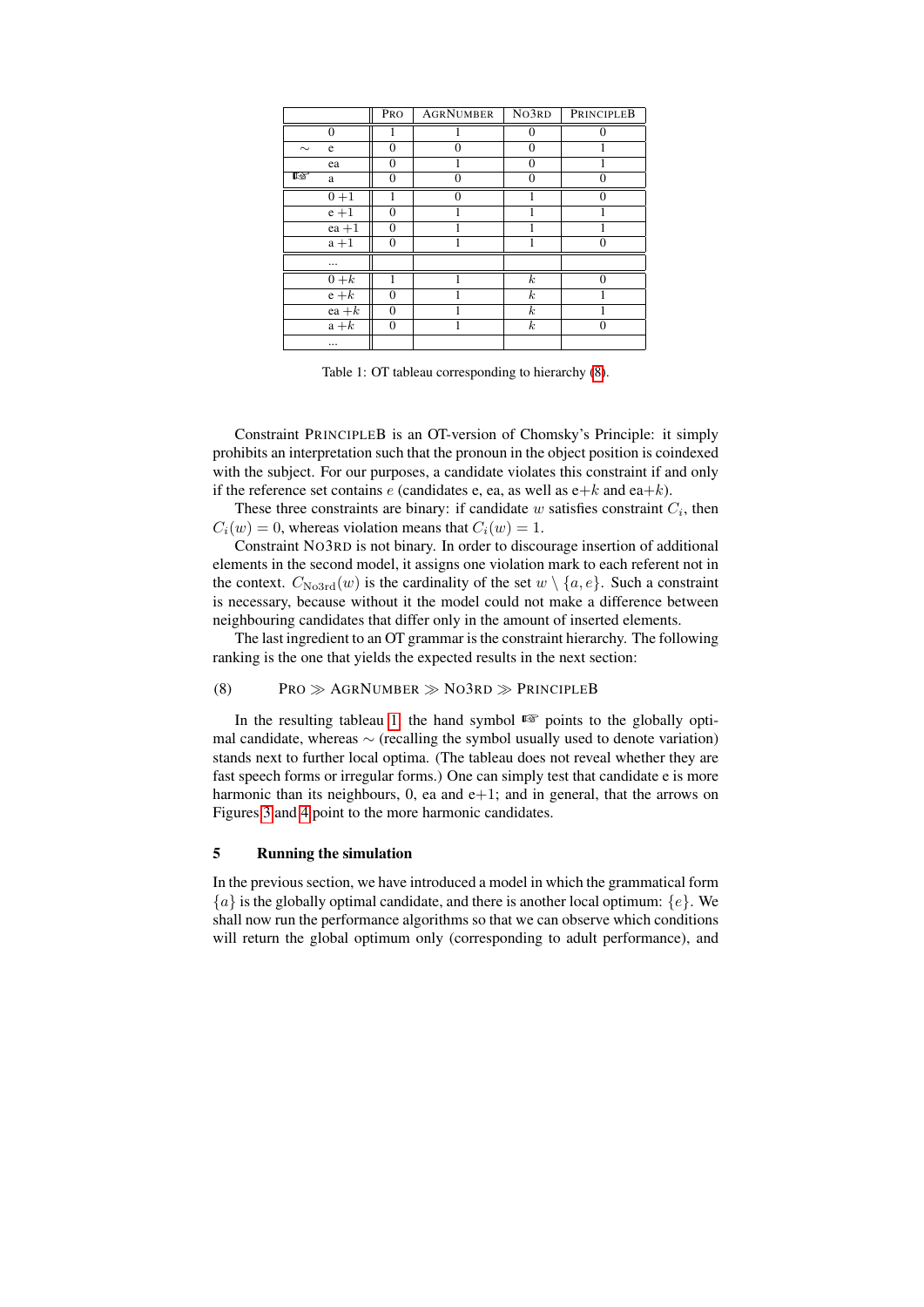| | | Pro | AgrNumber | No3rd | PrincipleB |
|---|---|---|---|---|---|
| | 0 | 1 | 1 | 0 | 0 |
| ∼ | e | 0 | 0 | 0 | 1 |
| | ea | 0 | 1 | 0 | 1 |
| ☞ | a | 0 | 0 | 0 | 0 |
| | 0 +1 | 1 | 0 | 1 | 0 |
| | e +1 | 0 | 1 | 1 | 1 |
| | ea +1 | 0 | 1 | 1 | 1 |
| | a +1 | 0 | 1 | 1 | 0 |
| | ... | | | | |
| | 0 $+k$ | 1 | 1 | $k$ | 0 |
| | e $+k$ | 0 | 1 | $k$ | 1 |
| | ea $+k$ | 0 | 1 | $k$ | 1 |
| | a $+k$ | 0 | 1 | $k$ | 0 |
| | ... | | | | |

Table 1: OT tableau corresponding to hierarchy (8).

Constraint PrincipleB is an OT-version of Chomsky's Principle: it simply prohibits an interpretation such that the pronoun in the object position is coindexed with the subject. For our purposes, a candidate violates this constraint if and only if the reference set contains $e$ (candidates e, ea, as well as e$+k$ and ea$+k$).

These three constraints are binary: if candidate $w$ satisfies constraint $C_i$, then $C_i(w) = 0$, whereas violation means that $C_i(w) = 1$.

Constraint No3rd is not binary. In order to discourage insertion of additional elements in the second model, it assigns one violation mark to each referent not in the context. $C_{\text{No3rd}}(w)$ is the cardinality of the set $w \setminus \{a, e\}$. Such a constraint is necessary, because without it the model could not make a difference between neighbouring candidates that differ only in the amount of inserted elements.

The last ingredient to an OT grammar is the constraint hierarchy. The following ranking is the one that yields the expected results in the next section:

(8) Pro $\gg$ AgrNumber $\gg$ No3rd $\gg$ PrincipleB

In the resulting tableau 1, the hand symbol ☞ points to the globally optimal candidate, whereas ∼ (recalling the symbol usually used to denote variation) stands next to further local optima. (The tableau does not reveal whether they are fast speech forms or irregular forms.) One can simply test that candidate e is more harmonic than its neighbours, 0, ea and e+1; and in general, that the arrows on Figures 3 and 4 point to the more harmonic candidates.

## 5 Running the simulation

In the previous section, we have introduced a model in which the grammatical form $\{a\}$ is the globally optimal candidate, and there is another local optimum: $\{e\}$. We shall now run the performance algorithms so that we can observe which conditions will return the global optimum only (corresponding to adult performance), and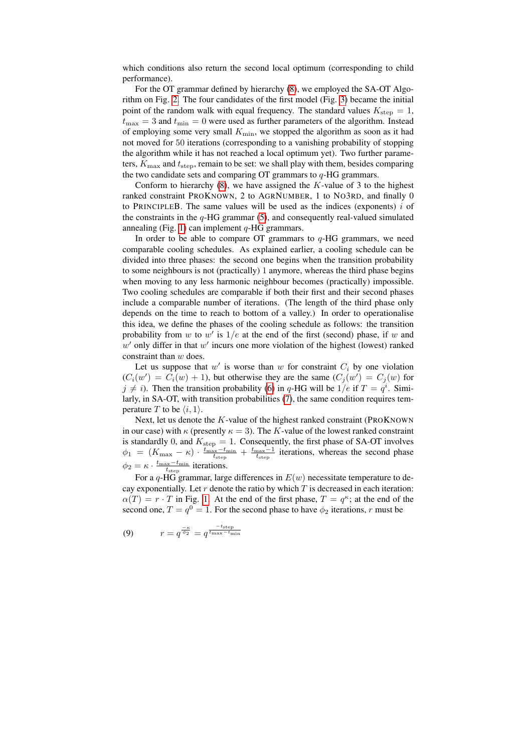which conditions also return the second local optimum (corresponding to child performance).

For the OT grammar defined by hierarchy (8), we employed the SA-OT Algorithm on Fig. 2. The four candidates of the first model (Fig. 3) became the initial point of the random walk with equal frequency. The standard values $K_{\text{step}} = 1$, $t_{\max} = 3$ and $t_{\min} = 0$ were used as further parameters of the algorithm. Instead of employing some very small $K_{\min}$, we stopped the algorithm as soon as it had not moved for 50 iterations (corresponding to a vanishing probability of stopping the algorithm while it has not reached a local optimum yet). Two further parameters, $K_{\max}$ and $t_{\text{step}}$, remain to be set: we shall play with them, besides comparing the two candidate sets and comparing OT grammars to $q$-HG grammars.

Conform to hierarchy (8), we have assigned the $K$-value of 3 to the highest ranked constraint PROKNOWN, 2 to AGRNUMBER, 1 to NO3RD, and finally 0 to PRINCIPLEB. The same values will be used as the indices (exponents) $i$ of the constraints in the $q$-HG grammar (5), and consequently real-valued simulated annealing (Fig. 1) can implement $q$-HG grammars.

In order to be able to compare OT grammars to $q$-HG grammars, we need comparable cooling schedules. As explained earlier, a cooling schedule can be divided into three phases: the second one begins when the transition probability to some neighbours is not (practically) 1 anymore, whereas the third phase begins when moving to any less harmonic neighbour becomes (practically) impossible. Two cooling schedules are comparable if both their first and their second phases include a comparable number of iterations. (The length of the third phase only depends on the time to reach to bottom of a valley.) In order to operationalise this idea, we define the phases of the cooling schedule as follows: the transition probability from $w$ to $w'$ is $1/e$ at the end of the first (second) phase, if $w$ and $w'$ only differ in that $w'$ incurs one more violation of the highest (lowest) ranked constraint than $w$ does.

Let us suppose that $w'$ is worse than $w$ for constraint $C_i$ by one violation ($C_i(w') = C_i(w) + 1$), but otherwise they are the same ($C_j(w') = C_j(w)$ for $j \neq i$). Then the transition probability (6) in $q$-HG will be $1/e$ if $T = q^i$. Similarly, in SA-OT, with transition probabilities (7), the same condition requires temperature $T$ to be $\langle i, 1 \rangle$.

Next, let us denote the $K$-value of the highest ranked constraint (PROKNOWN in our case) with $\kappa$ (presently $\kappa = 3$). The $K$-value of the lowest ranked constraint is standardly 0, and $K_{\text{step}} = 1$. Consequently, the first phase of SA-OT involves $\phi_1 = (K_{\max} - \kappa) \cdot \frac{t_{\max} - t_{\min}}{t_{\text{step}}} + \frac{t_{\max} - 1}{t_{\text{step}}}$ iterations, whereas the second phase $\phi_2 = \kappa \cdot \frac{t_{\max} - t_{\min}}{t_{\text{step}}}$ iterations.

For a $q$-HG grammar, large differences in $E(w)$ necessitate temperature to decay exponentially. Let $r$ denote the ratio by which $T$ is decreased in each iteration: $\alpha(T) = r \cdot T$ in Fig. 1. At the end of the first phase, $T = q^{\kappa}$; at the end of the second one, $T = q^0 = 1$. For the second phase to have $\phi_2$ iterations, $r$ must be

(9) $$r = q^{\frac{-\kappa}{\phi_2}} = q^{\frac{-t_{\text{step}}}{t_{\max} - t_{\min}}}$$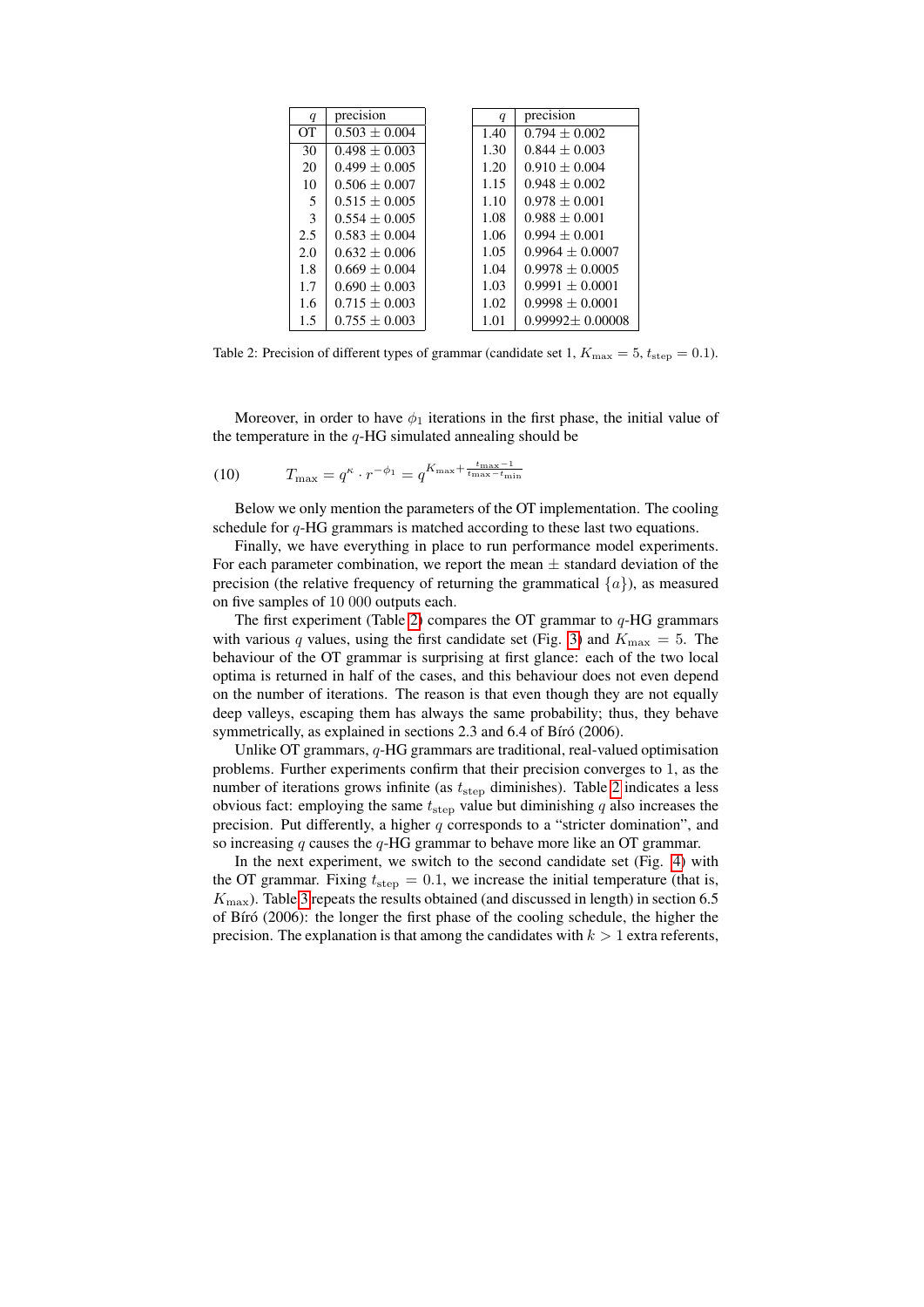| $q$ | precision |
|---|---|
| OT | $0.503 \pm 0.004$ |
| 30 | $0.498 \pm 0.003$ |
| 20 | $0.499 \pm 0.005$ |
| 10 | $0.506 \pm 0.007$ |
| 5 | $0.515 \pm 0.005$ |
| 3 | $0.554 \pm 0.005$ |
| 2.5 | $0.583 \pm 0.004$ |
| 2.0 | $0.632 \pm 0.006$ |
| 1.8 | $0.669 \pm 0.004$ |
| 1.7 | $0.690 \pm 0.003$ |
| 1.6 | $0.715 \pm 0.003$ |
| 1.5 | $0.755 \pm 0.003$ |

| $q$ | precision |
|---|---|
| 1.40 | $0.794 \pm 0.002$ |
| 1.30 | $0.844 \pm 0.003$ |
| 1.20 | $0.910 \pm 0.004$ |
| 1.15 | $0.948 \pm 0.002$ |
| 1.10 | $0.978 \pm 0.001$ |
| 1.08 | $0.988 \pm 0.001$ |
| 1.06 | $0.994 \pm 0.001$ |
| 1.05 | $0.9964 \pm 0.0007$ |
| 1.04 | $0.9978 \pm 0.0005$ |
| 1.03 | $0.9991 \pm 0.0001$ |
| 1.02 | $0.9998 \pm 0.0001$ |
| 1.01 | $0.99992 \pm 0.00008$ |

Table 2: Precision of different types of grammar (candidate set 1, $K_{\max} = 5$, $t_{\text{step}} = 0.1$).

Moreover, in order to have $\phi_1$ iterations in the first phase, the initial value of the temperature in the $q$-HG simulated annealing should be

$$(10) \qquad T_{\max} = q^{\kappa} \cdot r^{-\phi_1} = q^{K_{\max} + \frac{t_{\max} - 1}{t_{\max} - t_{\min}}}$$

Below we only mention the parameters of the OT implementation. The cooling schedule for $q$-HG grammars is matched according to these last two equations.

Finally, we have everything in place to run performance model experiments. For each parameter combination, we report the mean $\pm$ standard deviation of the precision (the relative frequency of returning the grammatical $\{a\}$), as measured on five samples of 10 000 outputs each.

The first experiment (Table 2) compares the OT grammar to $q$-HG grammars with various $q$ values, using the first candidate set (Fig. 3) and $K_{\max} = 5$. The behaviour of the OT grammar is surprising at first glance: each of the two local optima is returned in half of the cases, and this behaviour does not even depend on the number of iterations. The reason is that even though they are not equally deep valleys, escaping them has always the same probability; thus, they behave symmetrically, as explained in sections 2.3 and 6.4 of Bíró (2006).

Unlike OT grammars, $q$-HG grammars are traditional, real-valued optimisation problems. Further experiments confirm that their precision converges to 1, as the number of iterations grows infinite (as $t_{\text{step}}$ diminishes). Table 2 indicates a less obvious fact: employing the same $t_{\text{step}}$ value but diminishing $q$ also increases the precision. Put differently, a higher $q$ corresponds to a "stricter domination", and so increasing $q$ causes the $q$-HG grammar to behave more like an OT grammar.

In the next experiment, we switch to the second candidate set (Fig. 4) with the OT grammar. Fixing $t_{\text{step}} = 0.1$, we increase the initial temperature (that is, $K_{\max}$). Table 3 repeats the results obtained (and discussed in length) in section 6.5 of Bíró (2006): the longer the first phase of the cooling schedule, the higher the precision. The explanation is that among the candidates with $k > 1$ extra referents,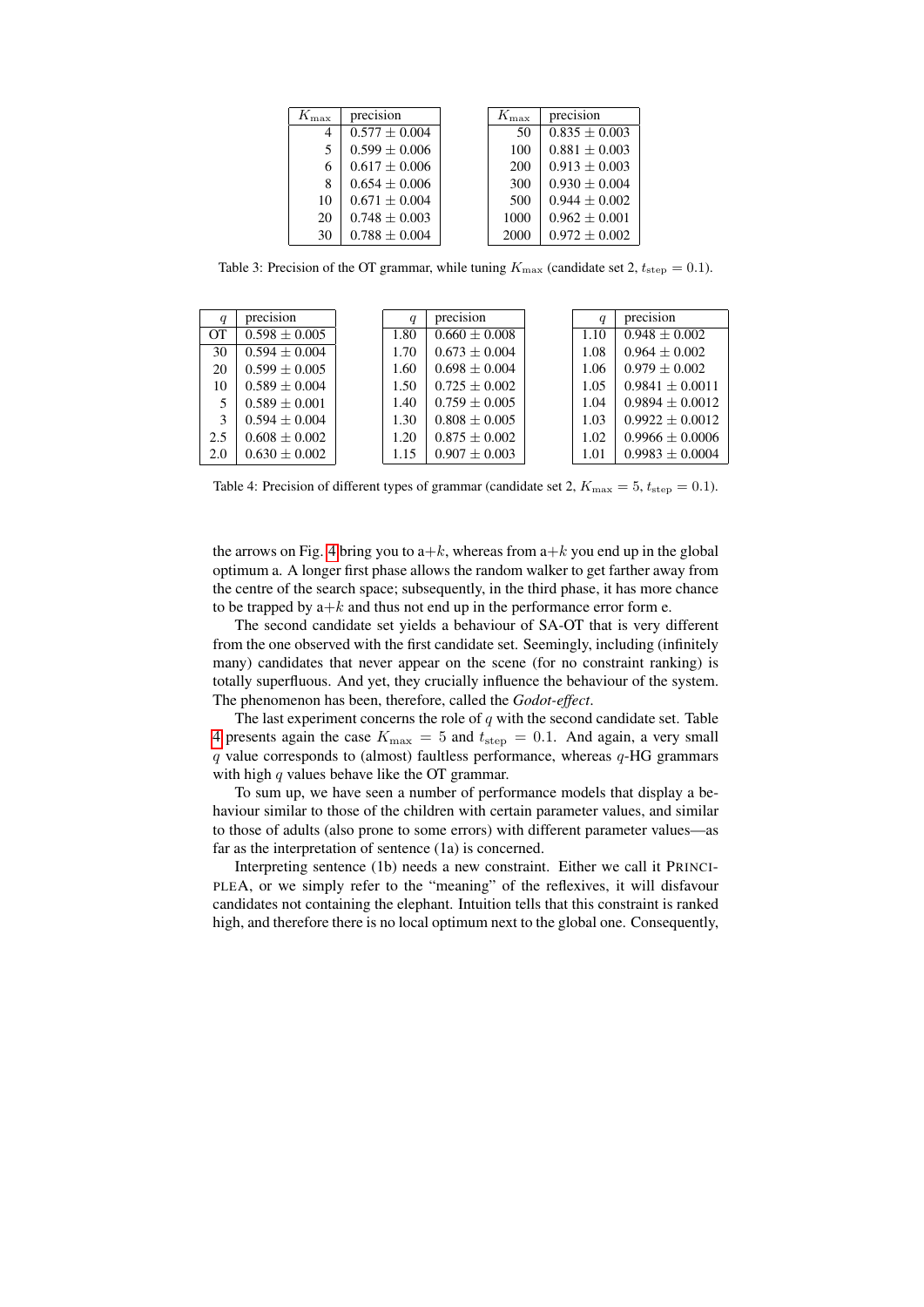| $K_{\max}$ | precision |
|---|---|
| 4 | $0.577 \pm 0.004$ |
| 5 | $0.599 \pm 0.006$ |
| 6 | $0.617 \pm 0.006$ |
| 8 | $0.654 \pm 0.006$ |
| 10 | $0.671 \pm 0.004$ |
| 20 | $0.748 \pm 0.003$ |
| 30 | $0.788 \pm 0.004$ |

| $K_{\max}$ | precision |
|---|---|
| 50 | $0.835 \pm 0.003$ |
| 100 | $0.881 \pm 0.003$ |
| 200 | $0.913 \pm 0.003$ |
| 300 | $0.930 \pm 0.004$ |
| 500 | $0.944 \pm 0.002$ |
| 1000 | $0.962 \pm 0.001$ |
| 2000 | $0.972 \pm 0.002$ |

Table 3: Precision of the OT grammar, while tuning $K_{\max}$ (candidate set 2, $t_{\text{step}} = 0.1$).

| $q$ | precision |
|---|---|
| OT | $0.598 \pm 0.005$ |
| 30 | $0.594 \pm 0.004$ |
| 20 | $0.599 \pm 0.005$ |
| 10 | $0.589 \pm 0.004$ |
| 5 | $0.589 \pm 0.001$ |
| 3 | $0.594 \pm 0.004$ |
| 2.5 | $0.608 \pm 0.002$ |
| 2.0 | $0.630 \pm 0.002$ |

| $q$ | precision |
|---|---|
| 1.80 | $0.660 \pm 0.008$ |
| 1.70 | $0.673 \pm 0.004$ |
| 1.60 | $0.698 \pm 0.004$ |
| 1.50 | $0.725 \pm 0.002$ |
| 1.40 | $0.759 \pm 0.005$ |
| 1.30 | $0.808 \pm 0.005$ |
| 1.20 | $0.875 \pm 0.002$ |
| 1.15 | $0.907 \pm 0.003$ |

| $q$ | precision |
|---|---|
| 1.10 | $0.948 \pm 0.002$ |
| 1.08 | $0.964 \pm 0.002$ |
| 1.06 | $0.979 \pm 0.002$ |
| 1.05 | $0.9841 \pm 0.0011$ |
| 1.04 | $0.9894 \pm 0.0012$ |
| 1.03 | $0.9922 \pm 0.0012$ |
| 1.02 | $0.9966 \pm 0.0006$ |
| 1.01 | $0.9983 \pm 0.0004$ |

Table 4: Precision of different types of grammar (candidate set 2, $K_{\max} = 5$, $t_{\text{step}} = 0.1$).

the arrows on Fig. 4 bring you to a+$k$, whereas from a+$k$ you end up in the global optimum a. A longer first phase allows the random walker to get farther away from the centre of the search space; subsequently, in the third phase, it has more chance to be trapped by a+$k$ and thus not end up in the performance error form e.

The second candidate set yields a behaviour of SA-OT that is very different from the one observed with the first candidate set. Seemingly, including (infinitely many) candidates that never appear on the scene (for no constraint ranking) is totally superfluous. And yet, they crucially influence the behaviour of the system. The phenomenon has been, therefore, called the *Godot-effect*.

The last experiment concerns the role of $q$ with the second candidate set. Table 4 presents again the case $K_{\max} = 5$ and $t_{\text{step}} = 0.1$. And again, a very small $q$ value corresponds to (almost) faultless performance, whereas $q$-HG grammars with high $q$ values behave like the OT grammar.

To sum up, we have seen a number of performance models that display a behaviour similar to those of the children with certain parameter values, and similar to those of adults (also prone to some errors) with different parameter values—as far as the interpretation of sentence (1a) is concerned.

Interpreting sentence (1b) needs a new constraint. Either we call it PRINCIPLEA, or we simply refer to the "meaning" of the reflexives, it will disfavour candidates not containing the elephant. Intuition tells that this constraint is ranked high, and therefore there is no local optimum next to the global one. Consequently,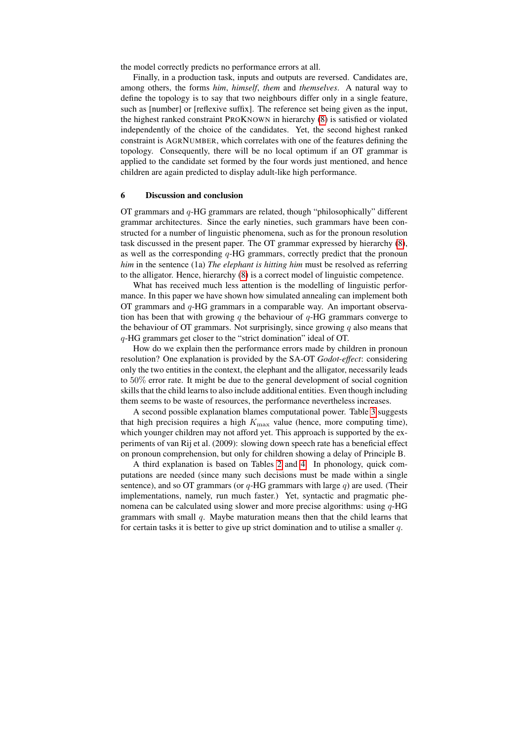the model correctly predicts no performance errors at all.

Finally, in a production task, inputs and outputs are reversed. Candidates are, among others, the forms *him*, *himself*, *them* and *themselves*. A natural way to define the topology is to say that two neighbours differ only in a single feature, such as [number] or [reflexive suffix]. The reference set being given as the input, the highest ranked constraint PROKNOWN in hierarchy (8) is satisfied or violated independently of the choice of the candidates. Yet, the second highest ranked constraint is AGRNUMBER, which correlates with one of the features defining the topology. Consequently, there will be no local optimum if an OT grammar is applied to the candidate set formed by the four words just mentioned, and hence children are again predicted to display adult-like high performance.

## 6 Discussion and conclusion

OT grammars and $q$-HG grammars are related, though "philosophically" different grammar architectures. Since the early nineties, such grammars have been constructed for a number of linguistic phenomena, such as for the pronoun resolution task discussed in the present paper. The OT grammar expressed by hierarchy (8), as well as the corresponding $q$-HG grammars, correctly predict that the pronoun *him* in the sentence (1a) *The elephant is hitting him* must be resolved as referring to the alligator. Hence, hierarchy (8) is a correct model of linguistic competence.

What has received much less attention is the modelling of linguistic performance. In this paper we have shown how simulated annealing can implement both OT grammars and $q$-HG grammars in a comparable way. An important observation has been that with growing $q$ the behaviour of $q$-HG grammars converge to the behaviour of OT grammars. Not surprisingly, since growing $q$ also means that $q$-HG grammars get closer to the "strict domination" ideal of OT.

How do we explain then the performance errors made by children in pronoun resolution? One explanation is provided by the SA-OT *Godot-effect*: considering only the two entities in the context, the elephant and the alligator, necessarily leads to $50\%$ error rate. It might be due to the general development of social cognition skills that the child learns to also include additional entities. Even though including them seems to be waste of resources, the performance nevertheless increases.

A second possible explanation blames computational power. Table 3 suggests that high precision requires a high $K_{\max}$ value (hence, more computing time), which younger children may not afford yet. This approach is supported by the experiments of van Rij et al. (2009): slowing down speech rate has a beneficial effect on pronoun comprehension, but only for children showing a delay of Principle B.

A third explanation is based on Tables 2 and 4. In phonology, quick computations are needed (since many such decisions must be made within a single sentence), and so OT grammars (or $q$-HG grammars with large $q$) are used. (Their implementations, namely, run much faster.) Yet, syntactic and pragmatic phenomena can be calculated using slower and more precise algorithms: using $q$-HG grammars with small $q$. Maybe maturation means then that the child learns that for certain tasks it is better to give up strict domination and to utilise a smaller $q$.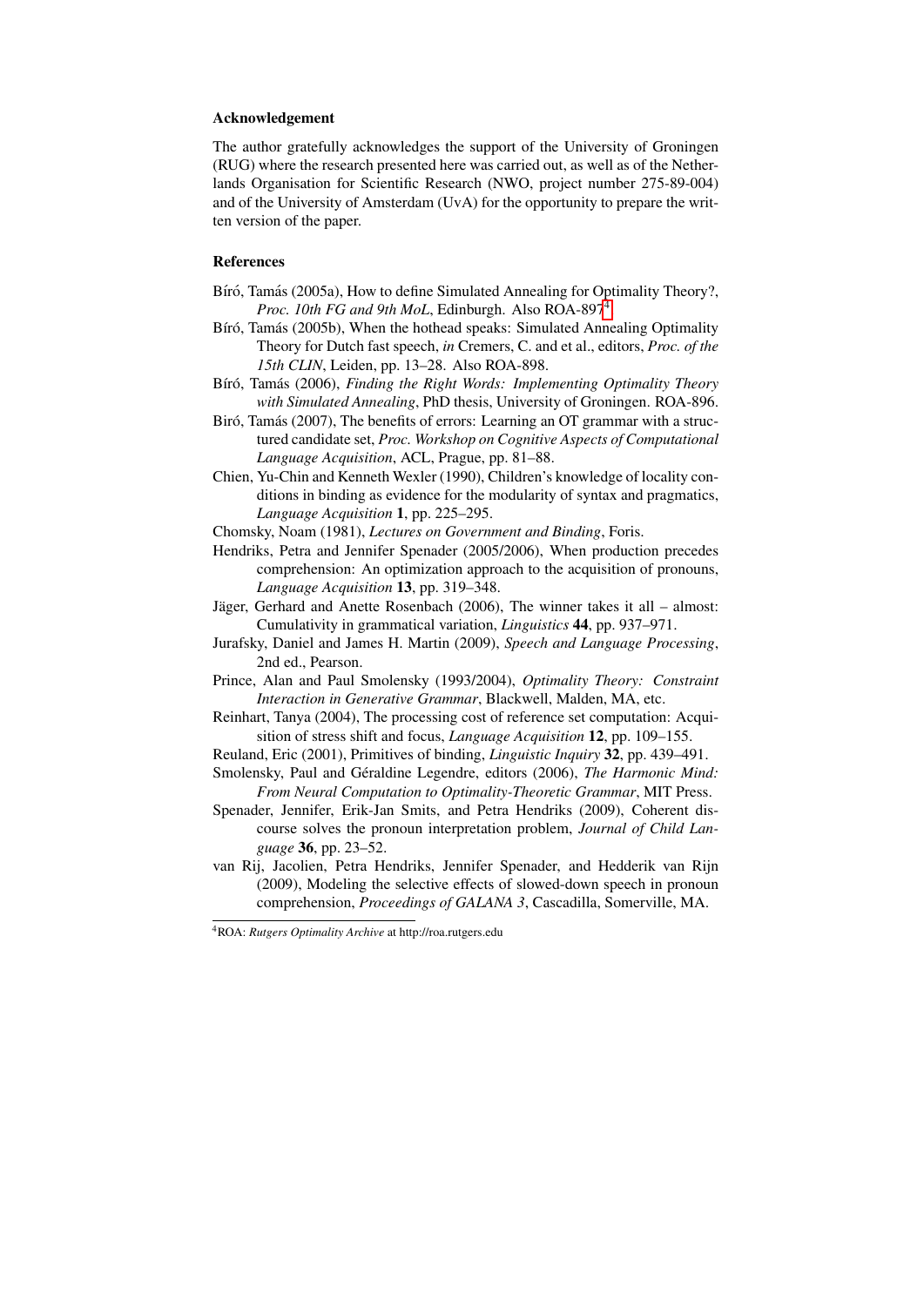### Acknowledgement

The author gratefully acknowledges the support of the University of Groningen (RUG) where the research presented here was carried out, as well as of the Netherlands Organisation for Scientific Research (NWO, project number 275-89-004) and of the University of Amsterdam (UvA) for the opportunity to prepare the written version of the paper.

### References

Bíró, Tamás (2005a), How to define Simulated Annealing for Optimality Theory?, *Proc. 10th FG and 9th MoL*, Edinburgh. Also ROA-897[4].

Bíró, Tamás (2005b), When the hothead speaks: Simulated Annealing Optimality Theory for Dutch fast speech, *in* Cremers, C. and et al., editors, *Proc. of the 15th CLIN*, Leiden, pp. 13–28. Also ROA-898.

Bíró, Tamás (2006), *Finding the Right Words: Implementing Optimality Theory with Simulated Annealing*, PhD thesis, University of Groningen. ROA-896.

Biró, Tamás (2007), The benefits of errors: Learning an OT grammar with a structured candidate set, *Proc. Workshop on Cognitive Aspects of Computational Language Acquisition*, ACL, Prague, pp. 81–88.

Chien, Yu-Chin and Kenneth Wexler (1990), Children's knowledge of locality conditions in binding as evidence for the modularity of syntax and pragmatics, *Language Acquisition* **1**, pp. 225–295.

Chomsky, Noam (1981), *Lectures on Government and Binding*, Foris.

Hendriks, Petra and Jennifer Spenader (2005/2006), When production precedes comprehension: An optimization approach to the acquisition of pronouns, *Language Acquisition* **13**, pp. 319–348.

Jäger, Gerhard and Anette Rosenbach (2006), The winner takes it all – almost: Cumulativity in grammatical variation, *Linguistics* **44**, pp. 937–971.

Jurafsky, Daniel and James H. Martin (2009), *Speech and Language Processing*, 2nd ed., Pearson.

Prince, Alan and Paul Smolensky (1993/2004), *Optimality Theory: Constraint Interaction in Generative Grammar*, Blackwell, Malden, MA, etc.

Reinhart, Tanya (2004), The processing cost of reference set computation: Acquisition of stress shift and focus, *Language Acquisition* **12**, pp. 109–155.

Reuland, Eric (2001), Primitives of binding, *Linguistic Inquiry* **32**, pp. 439–491.

Smolensky, Paul and Géraldine Legendre, editors (2006), *The Harmonic Mind: From Neural Computation to Optimality-Theoretic Grammar*, MIT Press.

Spenader, Jennifer, Erik-Jan Smits, and Petra Hendriks (2009), Coherent discourse solves the pronoun interpretation problem, *Journal of Child Language* **36**, pp. 23–52.

van Rij, Jacolien, Petra Hendriks, Jennifer Spenader, and Hedderik van Rijn (2009), Modeling the selective effects of slowed-down speech in pronoun comprehension, *Proceedings of GALANA 3*, Cascadilla, Somerville, MA.

[4]ROA: *Rutgers Optimality Archive* at http://roa.rutgers.edu